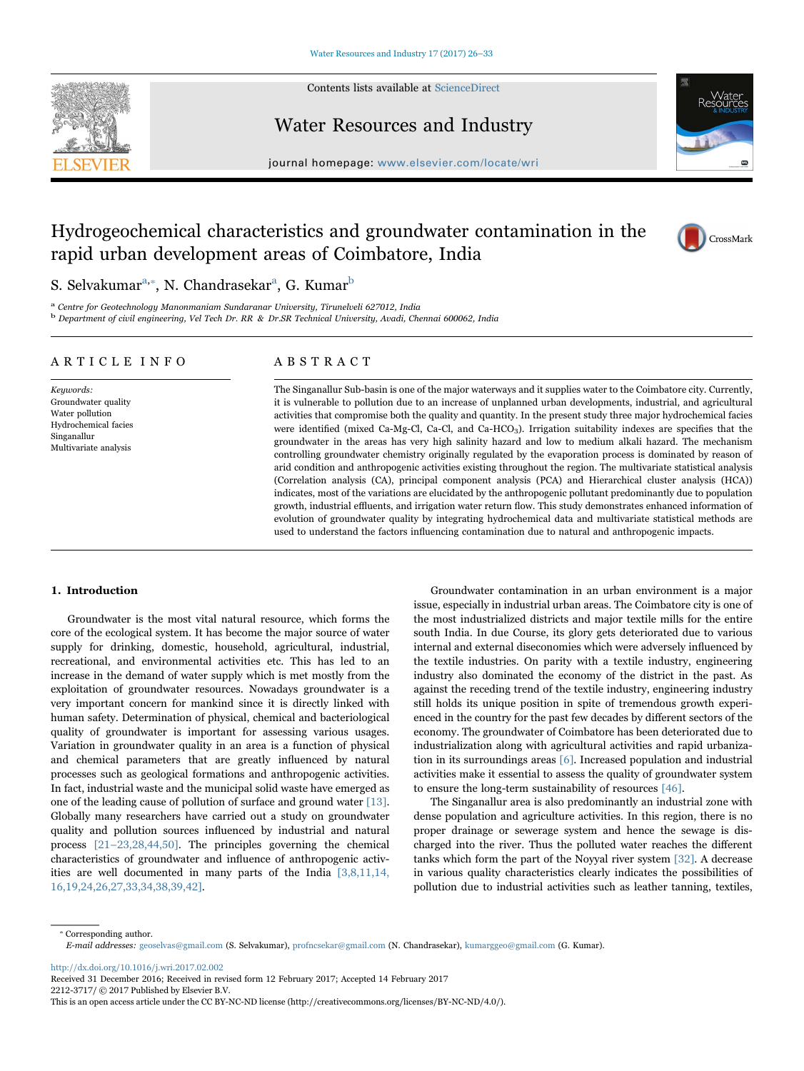# Hydrogeochemical characteristics and groundwater contamination in the rapid urban development areas of Coimbatore, India

S. Selvakumar[a,*], N. Chandrasekar[a], G. Kumar[b]

[a] Centre for Geotechnology Manonmaniam Sundaranar University, Tirunelveli 627012, India
[b] Department of civil engineering, Vel Tech Dr. RR & Dr.SR Technical University, Avadi, Chennai 600062, India

## ARTICLE INFO

*Keywords:*
Groundwater quality
Water pollution
Hydrochemical facies
Singanallur
Multivariate analysis

## ABSTRACT

The Singanallur Sub-basin is one of the major waterways and it supplies water to the Coimbatore city. Currently, it is vulnerable to pollution due to an increase of unplanned urban developments, industrial, and agricultural activities that compromise both the quality and quantity. In the present study three major hydrochemical facies were identified (mixed Ca-Mg-Cl, Ca-Cl, and Ca-$HCO_3$). Irrigation suitability indexes are specifies that the groundwater in the areas has very high salinity hazard and low to medium alkali hazard. The mechanism controlling groundwater chemistry originally regulated by the evaporation process is dominated by reason of arid condition and anthropogenic activities existing throughout the region. The multivariate statistical analysis (Correlation analysis (CA), principal component analysis (PCA) and Hierarchical cluster analysis (HCA)) indicates, most of the variations are elucidated by the anthropogenic pollutant predominantly due to population growth, industrial effluents, and irrigation water return flow. This study demonstrates enhanced information of evolution of groundwater quality by integrating hydrochemical data and multivariate statistical methods are used to understand the factors influencing contamination due to natural and anthropogenic impacts.

## 1. Introduction

Groundwater is the most vital natural resource, which forms the core of the ecological system. It has become the major source of water supply for drinking, domestic, household, agricultural, industrial, recreational, and environmental activities etc. This has led to an increase in the demand of water supply which is met mostly from the exploitation of groundwater resources. Nowadays groundwater is a very important concern for mankind since it is directly linked with human safety. Determination of physical, chemical and bacteriological quality of groundwater is important for assessing various usages. Variation in groundwater quality in an area is a function of physical and chemical parameters that are greatly influenced by natural processes such as geological formations and anthropogenic activities. In fact, industrial waste and the municipal solid waste have emerged as one of the leading cause of pollution of surface and ground water [13]. Globally many researchers have carried out a study on groundwater quality and pollution sources influenced by industrial and natural process [21–23,28,44,50]. The principles governing the chemical characteristics of groundwater and influence of anthropogenic activities are well documented in many parts of the India [3,8,11,14,16,19,24,26,27,33,34,38,39,42].

Groundwater contamination in an urban environment is a major issue, especially in industrial urban areas. The Coimbatore city is one of the most industrialized districts and major textile mills for the entire south India. In due Course, its glory gets deteriorated due to various internal and external diseconomies which were adversely influenced by the textile industries. On parity with a textile industry, engineering industry also dominated the economy of the district in the past. As against the receding trend of the textile industry, engineering industry still holds its unique position in spite of tremendous growth experienced in the country for the past few decades by different sectors of the economy. The groundwater of Coimbatore has been deteriorated due to industrialization along with agricultural activities and rapid urbanization in its surroundings areas [6]. Increased population and industrial activities make it essential to assess the quality of groundwater system to ensure the long-term sustainability of resources [46].

The Singanallur area is also predominantly an industrial zone with dense population and agriculture activities. In this region, there is no proper drainage or sewerage system and hence the sewage is discharged into the river. Thus the polluted water reaches the different tanks which form the part of the Noyyal river system [32]. A decrease in various quality characteristics clearly indicates the possibilities of pollution due to industrial activities such as leather tanning, textiles,

* Corresponding author.
*E-mail addresses:* geoselvas@gmail.com (S. Selvakumar), profncsekar@gmail.com (N. Chandrasekar), kumarggeo@gmail.com (G. Kumar).

http://dx.doi.org/10.1016/j.wri.2017.02.002
Received 31 December 2016; Received in revised form 12 February 2017; Accepted 14 February 2017
2212-3717/ © 2017 Published by Elsevier B.V.
This is an open access article under the CC BY-NC-ND license (http://creativecommons.org/licenses/BY-NC-ND/4.0/).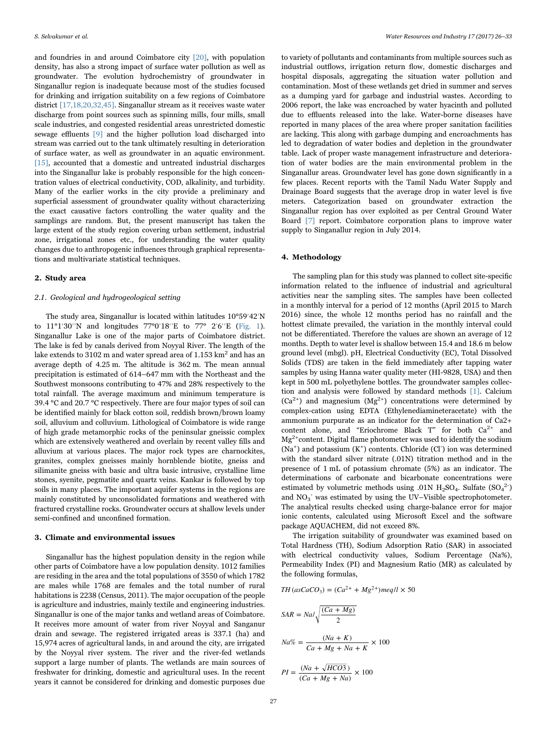and foundries in and around Coimbatore city [20], with population density, has also a strong impact of surface water pollution as well as groundwater. The evolution hydrochemistry of groundwater in Singanallur region is inadequate because most of the studies focused for drinking and irrigation suitability on a few regions of Coimbatore district [17,18,20,32,45]. Singanallur stream as it receives waste water discharge from point sources such as spinning mills, four mills, small scale industries, and congested residential areas unrestricted domestic sewage effluents [9] and the higher pollution load discharged into stream was carried out to the tank ultimately resulting in deterioration of surface water, as well as groundwater in an aquatic environment. [15], accounted that a domestic and untreated industrial discharges into the Singanallur lake is probably responsible for the high concentration values of electrical conductivity, COD, alkalinity, and turbidity. Many of the earlier works in the city provide a preliminary and superficial assessment of groundwater quality without characterizing the exact causative factors controlling the water quality and the samplings are random. But, the present manuscript has taken the large extent of the study region covering urban settlement, industrial zone, irrigational zones etc., for understanding the water quality changes due to anthropogenic influences through graphical representations and multivariate statistical techniques.

## 2. Study area

### 2.1. Geological and hydrogeological setting

The study area, Singanallur is located within latitudes 10°59ꞌ42ꞌN to 11°1ꞌ30ꞌꞌN and longitudes 77°0ꞌ18ꞌꞌE to 77° 2ꞌ6ꞌꞌE (Fig. 1). Singanallur Lake is one of the major parts of Coimbatore district. The lake is fed by canals derived from Noyyal River. The length of the lake extends to 3102 m and water spread area of 1.153 km$^2$ and has an average depth of 4.25 m. The altitude is 362 m. The mean annual precipitation is estimated of 614–647 mm with the Northeast and the Southwest monsoons contributing to 47% and 28% respectively to the total rainfall. The average maximum and minimum temperature is 39.4 °C and 20.7 °C respectively. There are four major types of soil can be identified mainly for black cotton soil, reddish brown/brown loamy soil, alluvium and colluvium. Lithological of Coimbatore is wide range of high grade metamorphic rocks of the peninsular gneissic complex which are extensively weathered and overlain by recent valley fills and alluvium at various places. The major rock types are charnockites, granites, complex gneisses mainly hornblende biotite, gneiss and silimanite gneiss with basic and ultra basic intrusive, crystalline lime stones, syenite, pegmatite and quartz veins. Kankar is followed by top soils in many places. The important aquifer systems in the regions are mainly constituted by unconsolidated formations and weathered with fractured crystalline rocks. Groundwater occurs at shallow levels under semi-confined and unconfined formation.

## 3. Climate and environmental issues

Singanallur has the highest population density in the region while other parts of Coimbatore have a low population density. 1012 families are residing in the area and the total populations of 3550 of which 1782 are males while 1768 are females and the total number of rural habitations is 2238 (Census, 2011). The major occupation of the people is agriculture and industries, mainly textile and engineering industries. Singanallur is one of the major tanks and wetland areas of Coimbatore. It receives more amount of water from river Noyyal and Sanganur drain and sewage. The registered irrigated areas is 337.1 (ha) and 15,974 acres of agricultural lands, in and around the city, are irrigated by the Noyyal river system. The river and the river-fed wetlands support a large number of plants. The wetlands are main sources of freshwater for drinking, domestic and agricultural uses. In the recent years it cannot be considered for drinking and domestic purposes due to variety of pollutants and contaminants from multiple sources such as industrial outflows, irrigation return flow, domestic discharges and hospital disposals, aggregating the situation water pollution and contamination. Most of these wetlands get dried in summer and serves as a dumping yard for garbage and industrial wastes. According to 2006 report, the lake was encroached by water hyacinth and polluted due to effluents released into the lake. Water-borne diseases have reported in many places of the area where proper sanitation facilities are lacking. This along with garbage dumping and encroachments has led to degradation of water bodies and depletion in the groundwater table. Lack of proper waste management infrastructure and deterioration of water bodies are the main environmental problem in the Singanallur areas. Groundwater level has gone down significantly in a few places. Recent reports with the Tamil Nadu Water Supply and Drainage Board suggests that the average drop in water level is five meters. Categorization based on groundwater extraction the Singanallur region has over exploited as per Central Ground Water Board [7] report. Coimbatore corporation plans to improve water supply to Singanallur region in July 2014.

## 4. Methodology

The sampling plan for this study was planned to collect site-specific information related to the influence of industrial and agricultural activities near the sampling sites. The samples have been collected in a monthly interval for a period of 12 months (April 2015 to March 2016) since, the whole 12 months period has no rainfall and the hottest climate prevailed, the variation in the monthly interval could not be differentiated. Therefore the values are shown an average of 12 months. Depth to water level is shallow between 15.4 and 18.6 m below ground level (mbgl). pH, Electrical Conductivity (EC), Total Dissolved Solids (TDS) are taken in the field immediately after tapping water samples by using Hanna water quality meter (HI-9828, USA) and then kept in 500 mL polyethylene bottles. The groundwater samples collection and analysis were followed by standard methods [1]. Calcium ($Ca^{2+}$) and magnesium ($Mg^{2+}$) concentrations were determined by complex-cation using EDTA (Ethylenediamineteracetate) with the ammonium purpurate as an indicator for the determination of Ca2+ content alone, and "Eriochrome Black T" for both $Ca^{2+}$ and $Mg^{2+}$content. Digital flame photometer was used to identify the sodium ($Na^+$) and potassium ($K^+$) contents. Chloride ($Cl^-$) ion was determined with the standard silver nitrate (.01N) titration method and in the presence of 1 mL of potassium chromate (5%) as an indicator. The determinations of carbonate and bicarbonate concentrations were estimated by volumetric methods using .01N $H_2SO_4$. Sulfate ($SO_4^{2-}$) and $NO_3^-$ was estimated by using the UV–Visible spectrophotometer. The analytical results checked using charge-balance error for major ionic contents, calculated using Microsoft Excel and the software package AQUACHEM, did not exceed 8%.

The irrigation suitability of groundwater was examined based on Total Hardness (TH), Sodium Adsorption Ratio (SAR) in associated with electrical conductivity values, Sodium Percentage (Na%), Permeability Index (PI) and Magnesium Ratio (MR) as calculated by the following formulas,

$$TH\,(as CaCO_3) = (Ca^{2+} + Mg^{2+})meq/l \times 50$$

$$SAR = Na/\sqrt{\frac{(Ca + Mg)}{2}}$$

$$Na\% = \frac{(Na + K)}{Ca + Mg + Na + K} \times 100$$

$$PI = \frac{(Na + \sqrt{HCO3})}{(Ca + Mg + Na)} \times 100$$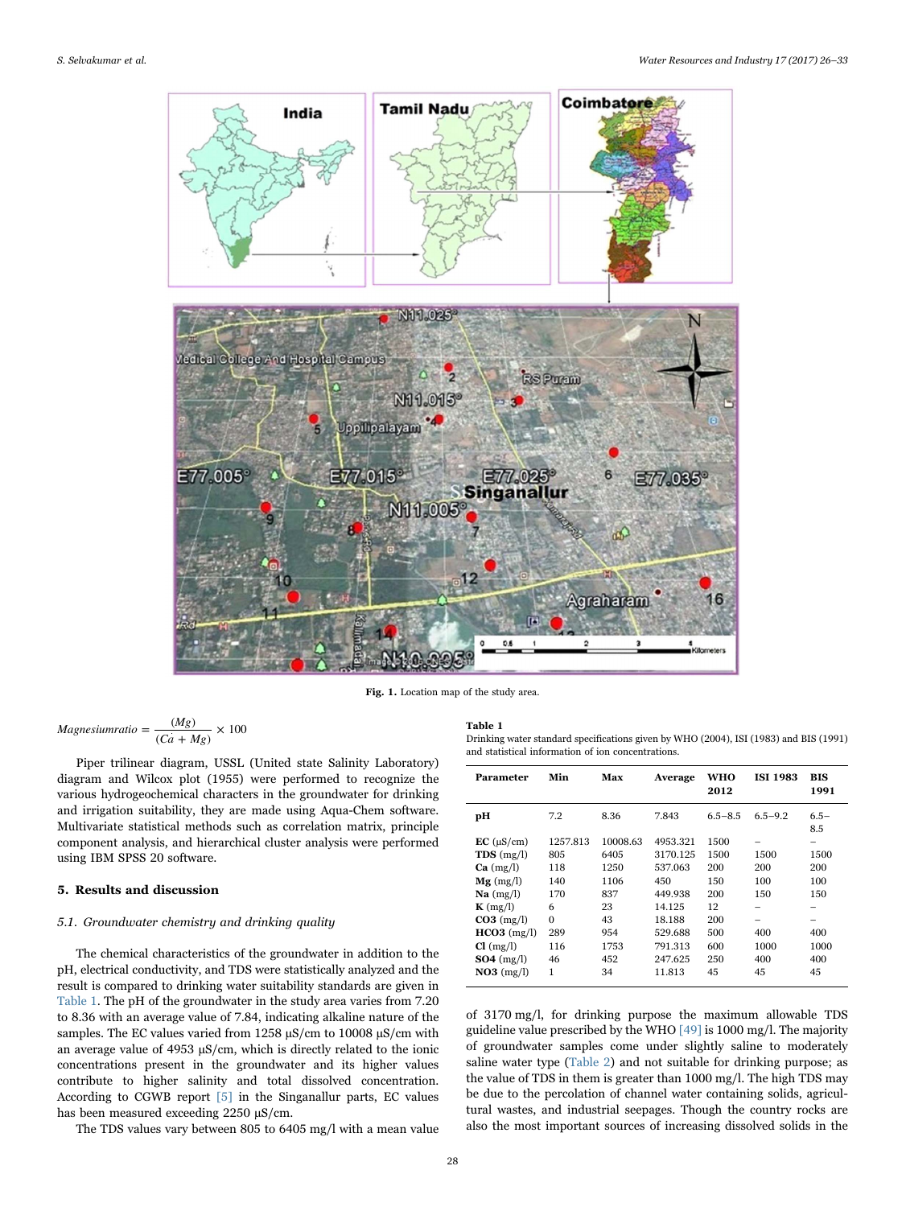Fig. 1. Location map of the study area.

$$Magnesiumratio = \frac{(Mg)}{(Ca + Mg)} \times 100$$

Piper trilinear diagram, USSL (United state Salinity Laboratory) diagram and Wilcox plot (1955) were performed to recognize the various hydrogeochemical characters in the groundwater for drinking and irrigation suitability, they are made using Aqua-Chem software. Multivariate statistical methods such as correlation matrix, principle component analysis, and hierarchical cluster analysis were performed using IBM SPSS 20 software.

## 5. Results and discussion

### 5.1. Groundwater chemistry and drinking quality

The chemical characteristics of the groundwater in addition to the pH, electrical conductivity, and TDS were statistically analyzed and the result is compared to drinking water suitability standards are given in Table 1. The pH of the groundwater in the study area varies from 7.20 to 8.36 with an average value of 7.84, indicating alkaline nature of the samples. The EC values varied from 1258 µS/cm to 10008 µS/cm with an average value of 4953 µS/cm, which is directly related to the ionic concentrations present in the groundwater and its higher values contribute to higher salinity and total dissolved concentration. According to CGWB report [5] in the Singanallur parts, EC values has been measured exceeding 2250 µS/cm.

The TDS values vary between 805 to 6405 mg/l with a mean value of 3170 mg/l, for drinking purpose the maximum allowable TDS guideline value prescribed by the WHO [49] is 1000 mg/l. The majority of groundwater samples come under slightly saline to moderately saline water type (Table 2) and not suitable for drinking purpose; as the value of TDS in them is greater than 1000 mg/l. The high TDS may be due to the percolation of channel water containing solids, agricultural wastes, and industrial seepages. Though the country rocks are also the most important sources of increasing dissolved solids in the

**Table 1**
Drinking water standard specifications given by WHO (2004), ISI (1983) and BIS (1991) and statistical information of ion concentrations.

| Parameter | Min | Max | Average | WHO 2012 | ISI 1983 | BIS 1991 |
|---|---|---|---|---|---|---|
| **pH** | 7.2 | 8.36 | 7.843 | 6.5–8.5 | 6.5–9.2 | 6.5–8.5 |
| **EC** (µS/cm) | 1257.813 | 10008.63 | 4953.321 | 1500 | – | – |
| **TDS** (mg/l) | 805 | 6405 | 3170.125 | 1500 | 1500 | 1500 |
| **Ca** (mg/l) | 118 | 1250 | 537.063 | 200 | 200 | 200 |
| **Mg** (mg/l) | 140 | 1106 | 450 | 150 | 100 | 100 |
| **Na** (mg/l) | 170 | 837 | 449.938 | 200 | 150 | 150 |
| **K** (mg/l) | 6 | 23 | 14.125 | 12 | – | – |
| **CO3** (mg/l) | 0 | 43 | 18.188 | 200 | – | – |
| **HCO3** (mg/l) | 289 | 954 | 529.688 | 500 | 400 | 400 |
| **Cl** (mg/l) | 116 | 1753 | 791.313 | 600 | 1000 | 1000 |
| **SO4** (mg/l) | 46 | 452 | 247.625 | 250 | 400 | 400 |
| **NO3** (mg/l) | 1 | 34 | 11.813 | 45 | 45 | 45 |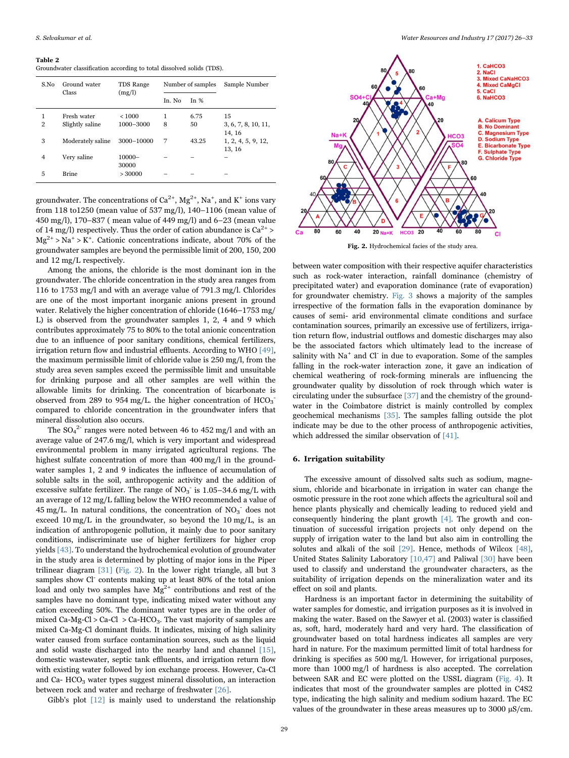**Table 2**
Groundwater classification according to total dissolved solids (TDS).

| S.No | Ground water Class | TDS Range (mg/l) | Number of samples | | Sample Number |
|---|---|---|---|---|---|
| | | | In. No | In % | |
| 1 | Fresh water | < 1000 | 1 | 6.75 | 15 |
| 2 | Slightly saline | 1000–3000 | 8 | 50 | 3, 6, 7, 8, 10, 11, 14, 16 |
| 3 | Moderately saline | 3000–10000 | 7 | 43.25 | 1, 2, 4, 5, 9, 12, 13, 16 |
| 4 | Very saline | 10000–30000 | – | – | – |
| 5 | Brine | > 30000 | – | – | – |

groundwater. The concentrations of $Ca^{2+}$, $Mg^{2+}$, $Na^{+}$, and $K^{+}$ ions vary from 118 to1250 (mean value of 537 mg/l), 140–1106 (mean value of 450 mg/l), 170–837 ( mean value of 449 mg/l) and 6–23 (mean value of 14 mg/l) respectively. Thus the order of cation abundance is $Ca^{2+}$ > $Mg^{2+}$ > $Na^{+}$ > $K^{+}$. Cationic concentrations indicate, about 70% of the groundwater samples are beyond the permissible limit of 200, 150, 200 and 12 mg/L respectively.

Among the anions, the chloride is the most dominant ion in the groundwater. The chloride concentration in the study area ranges from 116 to 1753 mg/l and with an average value of 791.3 mg/l. Chlorides are one of the most important inorganic anions present in ground water. Relatively the higher concentration of chloride (1646–1753 mg/L) is observed from the groundwater samples 1, 2, 4 and 9 which contributes approximately 75 to 80% to the total anionic concentration due to an influence of poor sanitary conditions, chemical fertilizers, irrigation return flow and industrial effluents. According to WHO [49], the maximum permissible limit of chloride value is 250 mg/l, from the study area seven samples exceed the permissible limit and unsuitable for drinking purpose and all other samples are well within the allowable limits for drinking. The concentration of bicarbonate is observed from 289 to 954 mg/l. the higher concentration of $HCO_3^-$ compared to chloride concentration in the groundwater infers that mineral dissolution also occurs.

The $SO_4^{2-}$ ranges were noted between 46 to 452 mg/l and with an average value of 247.6 mg/l, which is very important and widespread environmental problem in many irrigated agricultural regions. The highest sulfate concentration of more than 400 mg/l in the groundwater samples 1, 2 and 9 indicates the influence of accumulation of soluble salts in the soil, anthropogenic activity and the addition of excessive sulfate fertilizer. The range of $NO_3^-$ is 1.05–34.6 mg/L with an average of 12 mg/L falling below the WHO recommended a value of 45 mg/L. In natural conditions, the concentration of $NO_3^-$ does not exceed 10 mg/L in the groundwater, so beyond the 10 mg/L, is an indication of anthropogenic pollution, it mainly due to poor sanitary conditions, indiscriminate use of higher fertilizers for higher crop yields [43]. To understand the hydrochemical evolution of groundwater in the study area is determined by plotting of major ions in the Piper trilinear diagram [31] (Fig. 2). In the lower right triangle, all but 3 samples show $Cl^-$ contents making up at least 80% of the total anion load and only two samples have $Mg^{2+}$ contributions and rest of the samples have no dominant type, indicating mixed water without any cation exceeding 50%. The dominant water types are in the order of mixed Ca-Mg-Cl > Ca-Cl > Ca-$HCO_3$. The vast majority of samples are mixed Ca-Mg-Cl dominant fluids. It indicates, mixing of high salinity water caused from surface contamination sources, such as the liquid and solid waste discharged into the nearby land and channel [15], domestic wastewater, septic tank effluents, and irrigation return flow with existing water followed by ion exchange process. However, Ca-Cl and Ca- $HCO_3$ water types suggest mineral dissolution, an interaction between rock and water and recharge of freshwater [26].

Gibb's plot [12] is mainly used to understand the relationship between water composition with their respective aquifer characteristics such as rock-water interaction, rainfall dominance (chemistry of precipitated water) and evaporation dominance (rate of evaporation) for groundwater chemistry. Fig. 3 shows a majority of the samples irrespective of the formation falls in the evaporation dominance by causes of semi- arid environmental climate conditions and surface contamination sources, primarily an excessive use of fertilizers, irrigation return flow, industrial outflows and domestic discharges may also be the associated factors which ultimately lead to the increase of salinity with $Na^{+}$ and $Cl^-$ in due to evaporation. Some of the samples falling in the rock-water interaction zone, it gave an indication of chemical weathering of rock-forming minerals are influencing the groundwater quality by dissolution of rock through which water is circulating under the subsurface [37] and the chemistry of the groundwater in the Coimbatore district is mainly controlled by complex geochemical mechanisms [35]. The samples falling outside the plot indicate may be due to the other process of anthropogenic activities, which addressed the similar observation of [41].

**Fig. 2.** Hydrochemical facies of the study area.

## 6. Irrigation suitability

The excessive amount of dissolved salts such as sodium, magnesium, chloride and bicarbonate in irrigation in water can change the osmotic pressure in the root zone which affects the agricultural soil and hence plants physically and chemically leading to reduced yield and consequently hindering the plant growth [4]. The growth and continuation of successful irrigation projects not only depend on the supply of irrigation water to the land but also aim in controlling the solutes and alkali of the soil [29]. Hence, methods of Wilcox [48], United States Salinity Laboratory [10,47] and Paliwal [30] have been used to classify and understand the groundwater characters, as the suitability of irrigation depends on the mineralization water and its effect on soil and plants.

Hardness is an important factor in determining the suitability of water samples for domestic, and irrigation purposes as it is involved in making the water. Based on the Sawyer et al. (2003) water is classified as, soft, hard, moderately hard and very hard. The classification of groundwater based on total hardness indicates all samples are very hard in nature. For the maximum permitted limit of total hardness for drinking is specifies as 500 mg/l. However, for irrigational purposes, more than 1000 mg/l of hardness is also accepted. The correlation between SAR and EC were plotted on the USSL diagram (Fig. 4). It indicates that most of the groundwater samples are plotted in C4S2 type, indicating the high salinity and medium sodium hazard. The EC values of the groundwater in these areas measures up to 3000 µS/cm.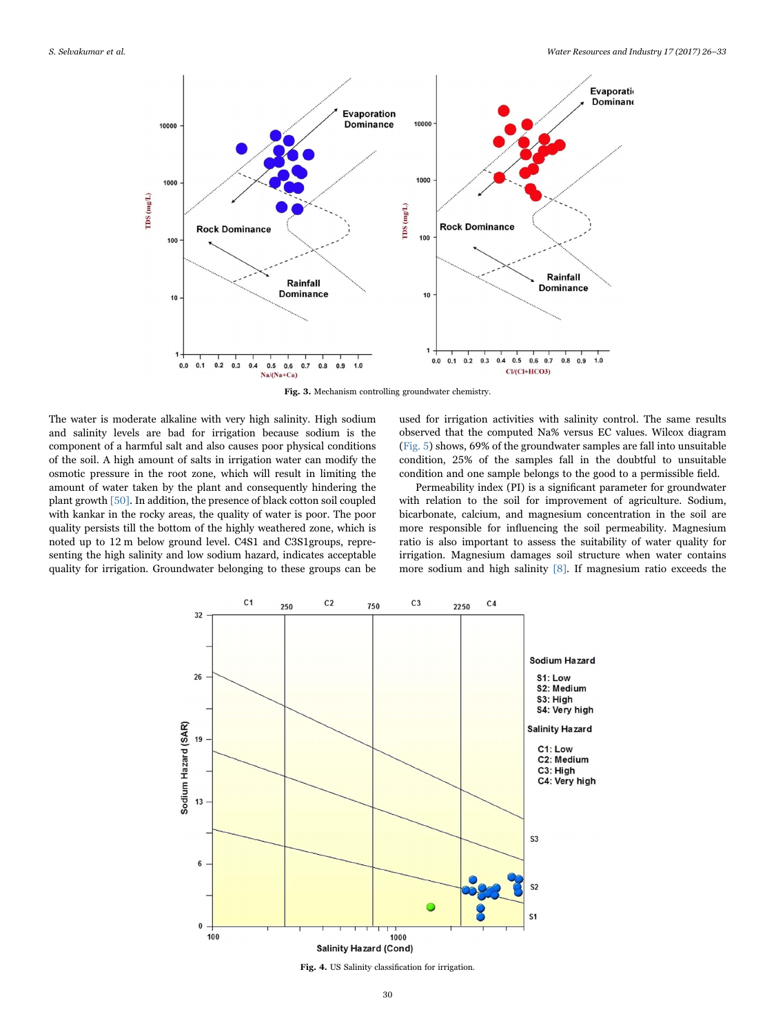Fig. 3. Mechanism controlling groundwater chemistry.

The water is moderate alkaline with very high salinity. High sodium and salinity levels are bad for irrigation because sodium is the component of a harmful salt and also causes poor physical conditions of the soil. A high amount of salts in irrigation water can modify the osmotic pressure in the root zone, which will result in limiting the amount of water taken by the plant and consequently hindering the plant growth [50]. In addition, the presence of black cotton soil coupled with kankar in the rocky areas, the quality of water is poor. The poor quality persists till the bottom of the highly weathered zone, which is noted up to 12 m below ground level. C4S1 and C3S1groups, representing the high salinity and low sodium hazard, indicates acceptable quality for irrigation. Groundwater belonging to these groups can be used for irrigation activities with salinity control. The same results observed that the computed Na% versus EC values. Wilcox diagram (Fig. 5) shows, 69% of the groundwater samples are fall into unsuitable condition, 25% of the samples fall in the doubtful to unsuitable condition and one sample belongs to the good to a permissible field.

Permeability index (PI) is a significant parameter for groundwater with relation to the soil for improvement of agriculture. Sodium, bicarbonate, calcium, and magnesium concentration in the soil are more responsible for influencing the soil permeability. Magnesium ratio is also important to assess the suitability of water quality for irrigation. Magnesium damages soil structure when water contains more sodium and high salinity [8]. If magnesium ratio exceeds the

Fig. 4. US Salinity classification for irrigation.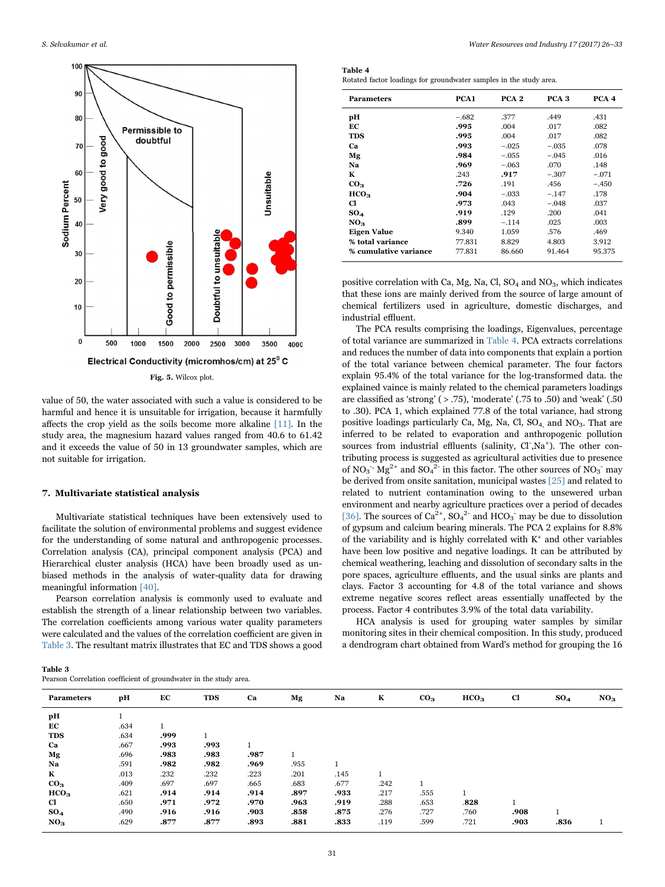Fig. 5. Wilcox plot.

value of 50, the water associated with such a value is considered to be harmful and hence it is unsuitable for irrigation, because it harmfully affects the crop yield as the soils become more alkaline [11]. In the study area, the magnesium hazard values ranged from 40.6 to 61.42 and it exceeds the value of 50 in 13 groundwater samples, which are not suitable for irrigation.

## 7. Multivariate statistical analysis

Multivariate statistical techniques have been extensively used to facilitate the solution of environmental problems and suggest evidence for the understanding of some natural and anthropogenic processes. Correlation analysis (CA), principal component analysis (PCA) and Hierarchical cluster analysis (HCA) have been broadly used as unbiased methods in the analysis of water-quality data for drawing meaningful information [40].

Pearson correlation analysis is commonly used to evaluate and establish the strength of a linear relationship between two variables. The correlation coefficients among various water quality parameters were calculated and the values of the correlation coefficient are given in Table 3. The resultant matrix illustrates that EC and TDS shows a good positive correlation with Ca, Mg, Na, Cl, $SO_4$ and $NO_3$, which indicates that these ions are mainly derived from the source of large amount of chemical fertilizers used in agriculture, domestic discharges, and industrial effluent.

The PCA results comprising the loadings, Eigenvalues, percentage of total variance are summarized in Table 4. PCA extracts correlations and reduces the number of data into components that explain a portion of the total variance between chemical parameter. The four factors explain 95.4% of the total variance for the log-transformed data. the explained vaince is mainly related to the chemical parameters loadings are classified as 'strong' ( > .75), 'moderate' (.75 to .50) and 'weak' (.50 to .30). PCA 1, which explained 77.8 of the total variance, had strong positive loadings particularly Ca, Mg, Na, Cl, $SO_4$, and $NO_3$. That are inferred to be related to evaporation and anthropogenic pollution sources from industrial effluents (salinity, $Cl^-$,$Na^+$). The other contributing process is suggested as agricultural activities due to presence of $NO_3^-$, $Mg^{2+}$ and $SO_4^{2-}$ in this factor. The other sources of $NO_3^-$ may be derived from onsite sanitation, municipal wastes [25] and related to related to nutrient contamination owing to the unsewered urban environment and nearby agriculture practices over a period of decades [36]. The sources of $Ca^{2+}$, $SO_4^{2-}$ and $HCO_3^-$ may be due to dissolution of gypsum and calcium bearing minerals. The PCA 2 explains for 8.8% of the variability and is highly correlated with $K^+$ and other variables have been low positive and negative loadings. It can be attributed by chemical weathering, leaching and dissolution of secondary salts in the pore spaces, agriculture effluents, and the usual sinks are plants and clays. Factor 3 accounting for 4.8 of the total variance and shows extreme negative scores reflect areas essentially unaffected by the process. Factor 4 contributes 3.9% of the total data variability.

HCA analysis is used for grouping water samples by similar monitoring sites in their chemical composition. In this study, produced a dendrogram chart obtained from Ward's method for grouping the 16

**Table 4**
Rotated factor loadings for groundwater samples in the study area.

| Parameters | PCA1 | PCA 2 | PCA 3 | PCA 4 |
|---|---|---|---|---|
| pH | −.682 | .377 | .449 | .431 |
| EC | **.995** | .004 | .017 | .082 |
| TDS | **.995** | .004 | .017 | .082 |
| Ca | **.993** | −.025 | −.035 | .078 |
| Mg | **.984** | −.055 | −.045 | .016 |
| Na | **.969** | −.063 | .070 | .148 |
| K | .243 | **.917** | −.307 | −.071 |
| $CO_3$ | **.726** | .191 | .456 | −.450 |
| $HCO_3$ | **.904** | −.033 | −.147 | .178 |
| Cl | **.973** | .043 | −.048 | .037 |
| $SO_4$ | **.919** | .129 | .200 | .041 |
| $NO_3$ | **.899** | −.114 | .025 | .003 |
| Eigen Value | 9.340 | 1.059 | .576 | .469 |
| % total variance | 77.831 | 8.829 | 4.803 | 3.912 |
| % cumulative variance | 77.831 | 86.660 | 91.464 | 95.375 |

**Table 3**
Pearson Correlation coefficient of groundwater in the study area.

| Parameters | pH | EC | TDS | Ca | Mg | Na | K | $CO_3$ | $HCO_3$ | Cl | $SO_4$ | $NO_3$ |
|---|---|---|---|---|---|---|---|---|---|---|---|---|
| pH | 1 | | | | | | | | | | | |
| EC | .634 | 1 | | | | | | | | | | |
| TDS | .634 | **.999** | 1 | | | | | | | | | |
| Ca | .667 | **.993** | **.993** | 1 | | | | | | | | |
| Mg | .696 | **.983** | **.983** | **.987** | 1 | | | | | | | |
| Na | .591 | **.982** | **.982** | **.969** | .955 | 1 | | | | | | |
| K | .013 | .232 | .232 | .223 | .201 | .145 | 1 | | | | | |
| $CO_3$ | .409 | .697 | .697 | .665 | .683 | .677 | .242 | 1 | | | | |
| $HCO_3$ | .621 | **.914** | **.914** | **.914** | **.897** | **.933** | .217 | .555 | 1 | | | |
| Cl | .650 | **.971** | **.972** | **.970** | **.963** | **.919** | .288 | .653 | **.828** | 1 | | |
| $SO_4$ | .490 | **.916** | **.916** | **.903** | **.858** | **.875** | .276 | .727 | .760 | **.908** | 1 | |
| $NO_3$ | .629 | **.877** | **.877** | **.893** | **.881** | **.833** | .119 | .599 | .721 | **.903** | **.836** | 1 |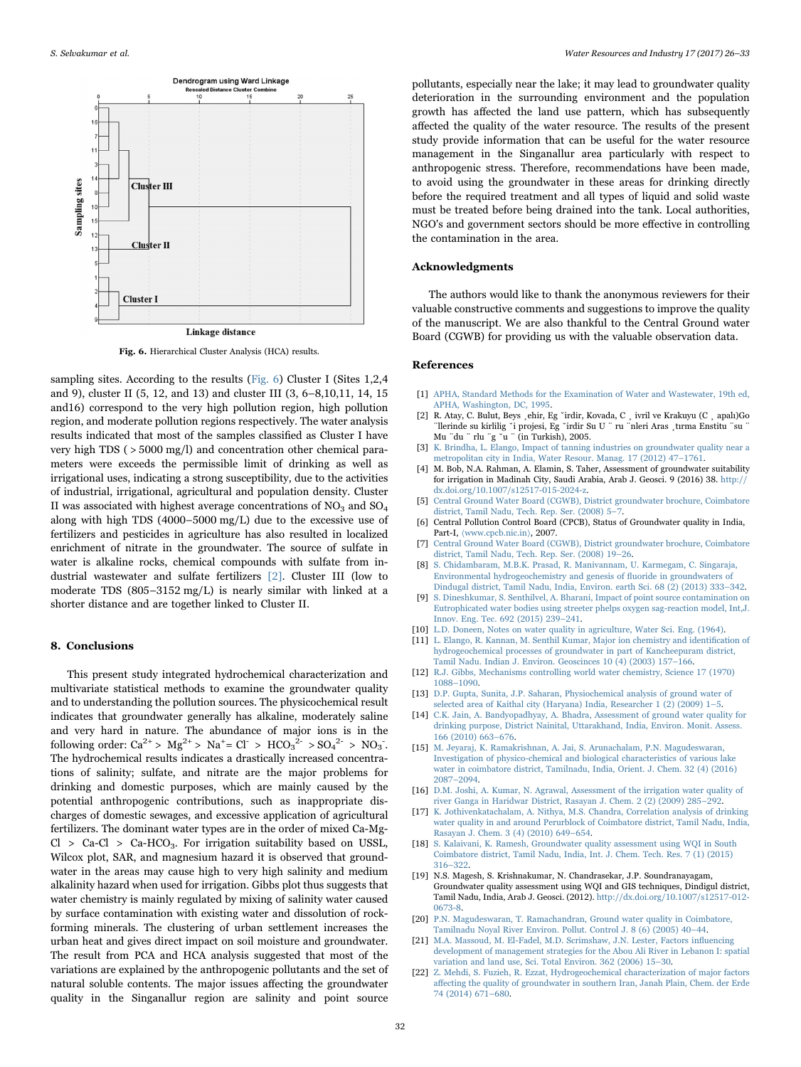Fig. 6. Hierarchical Cluster Analysis (HCA) results.

sampling sites. According to the results (Fig. 6) Cluster I (Sites 1,2,4 and 9), cluster II (5, 12, and 13) and cluster III (3, 6–8,10,11, 14, 15 and16) correspond to the very high pollution region, high pollution region, and moderate pollution regions respectively. The water analysis results indicated that most of the samples classified as Cluster I have very high TDS ( > 5000 mg/l) and concentration other chemical parameters were exceeds the permissible limit of drinking as well as irrigational uses, indicating a strong susceptibility, due to the activities of industrial, irrigational, agricultural and population density. Cluster II was associated with highest average concentrations of $NO_3$ and $SO_4$ along with high TDS (4000–5000 mg/L) due to the excessive use of fertilizers and pesticides in agriculture has also resulted in localized enrichment of nitrate in the groundwater. The source of sulfate in water is alkaline rocks, chemical compounds with sulfate from industrial wastewater and sulfate fertilizers [2]. Cluster III (low to moderate TDS (805–3152 mg/L) is nearly similar with linked at a shorter distance and are together linked to Cluster II.

## 8. Conclusions

This present study integrated hydrochemical characterization and multivariate statistical methods to examine the groundwater quality and to understanding the pollution sources. The physicochemical result indicates that groundwater generally has alkaline, moderately saline and very hard in nature. The abundance of major ions is in the following order: $Ca^{2+} > Mg^{2+} > Na^{+} = Cl^{-} > HCO_3^{2-} > SO_4^{2-} > NO_3^{-}$. The hydrochemical results indicates a drastically increased concentrations of salinity; sulfate, and nitrate are the major problems for drinking and domestic purposes, which are mainly caused by the potential anthropogenic contributions, such as inappropriate discharges of domestic sewages, and excessive application of agricultural fertilizers. The dominant water types are in the order of mixed Ca-Mg-Cl > Ca-Cl > Ca-$HCO_3$. For irrigation suitability based on USSL, Wilcox plot, SAR, and magnesium hazard it is observed that groundwater in the areas may cause high to very high salinity and medium alkalinity hazard when used for irrigation. Gibbs plot thus suggests that water chemistry is mainly regulated by mixing of salinity water caused by surface contamination with existing water and dissolution of rock-forming minerals. The clustering of urban settlement increases the urban heat and gives direct impact on soil moisture and groundwater. The result from PCA and HCA analysis suggested that most of the variations are explained by the anthropogenic pollutants and the set of natural soluble contents. The major issues affecting the groundwater quality in the Singanallur region are salinity and point source pollutants, especially near the lake; it may lead to groundwater quality deterioration in the surrounding environment and the population growth has affected the land use pattern, which has subsequently affected the quality of the water resource. The results of the present study provide information that can be useful for the water resource management in the Singanallur area particularly with respect to anthropogenic stress. Therefore, recommendations have been made, to avoid using the groundwater in these areas for drinking directly before the required treatment and all types of liquid and solid waste must be treated before being drained into the tank. Local authorities, NGO's and government sectors should be more effective in controlling the contamination in the area.

## Acknowledgments

The authors would like to thank the anonymous reviewers for their valuable constructive comments and suggestions to improve the quality of the manuscript. We are also thankful to the Central Ground water Board (CGWB) for providing us with the valuable observation data.

## References

[1] APHA, Standard Methods for the Examination of Water and Wastewater, 19th ed, APHA, Washington, DC, 1995.

[2] R. Atay, C. Bulut, Beys ̧ehir, Eg ̆irdir, Kovada, C ̧ ivril ve Krakuyu (C ̧ apalı)Go ̈llerinde su kirlilig ̆i projesi, Eg ̆irdir Su U ̈ ru ̈nleri Aras ̧trma Enstitu ̈su ̈ Mu ̈du ̈ rlu ̈g ̆u ̈ (in Turkish), 2005.

[3] K. Brindha, L. Elango, Impact of tanning industries on groundwater quality near a metropolitan city in India, Water Resour. Manag. 17 (2012) 47–1761.

[4] M. Bob, N.A. Rahman, A. Elamin, S. Taher, Assessment of groundwater suitability for irrigation in Madinah City, Saudi Arabia, Arab J. Geosci. 9 (2016) 38. http://dx.doi.org/10.1007/s12517-015-2024-z.

[5] Central Ground Water Board (CGWB), District groundwater brochure, Coimbatore district, Tamil Nadu, Tech. Rep. Ser. (2008) 5–7.

[6] Central Pollution Control Board (CPCB), Status of Groundwater quality in India, Part-I, ⟨www.cpcb.nic.in⟩, 2007.

[7] Central Ground Water Board (CGWB), District groundwater brochure, Coimbatore district, Tamil Nadu, Tech. Rep. Ser. (2008) 19–26.

[8] S. Chidambaram, M.B.K. Prasad, R. Manivannam, U. Karmegam, C. Singaraja, Environmental hydrogeochemistry and genesis of fluoride in groundwaters of Dindugal district, Tamil Nadu, India, Environ. earth Sci. 68 (2) (2013) 333–342.

[9] S. Dineshkumar, S. Senthilvel, A. Bharani, Impact of point source contamination on Eutrophicated water bodies using streeter phelps oxygen sag-reaction model, Int,J. Innov. Eng. Tec. 692 (2015) 239–241.

[10] L.D. Doneen, Notes on water quality in agriculture, Water Sci. Eng. (1964).

[11] L. Elango, R. Kannan, M. Senthil Kumar, Major ion chemistry and identification of hydrogeochemical processes of groundwater in part of Kancheepuram district, Tamil Nadu. Indian J. Environ. Geoscinces 10 (4) (2003) 157–166.

[12] R.J. Gibbs, Mechanisms controlling world water chemistry, Science 17 (1970) 1088–1090.

[13] D.P. Gupta, Sunita, J.P. Saharan, Physiochemical analysis of ground water of selected area of Kaithal city (Haryana) India, Researcher 1 (2) (2009) 1–5.

[14] C.K. Jain, A. Bandyopadhyay, A. Bhadra, Assessment of ground water quality for drinking purpose, District Nainital, Uttarakhand, India, Environ. Monit. Assess. 166 (2010) 663–676.

[15] M. Jeyaraj, K. Ramakrishnan, A. Jai, S. Arunachalam, P.N. Magudeswaran, Investigation of physico-chemical and biological characteristics of various lake water in coimbatore district, Tamilnadu, India, Orient. J. Chem. 32 (4) (2016) 2087–2094.

[16] D.M. Joshi, A. Kumar, N. Agrawal, Assessment of the irrigation water quality of river Ganga in Haridwar District, Rasayan J. Chem. 2 (2) (2009) 285–292.

[17] K. Jothivenkatachalam, A. Nithya, M.S. Chandra, Correlation analysis of drinking water quality in and around Perurblock of Coimbatore district, Tamil Nadu, India, Rasayan J. Chem. 3 (4) (2010) 649–654.

[18] S. Kalaivani, K. Ramesh, Groundwater quality assessment using WQI in South Coimbatore district, Tamil Nadu, India, Int. J. Chem. Tech. Res. 7 (1) (2015) 316–322.

[19] N.S. Magesh, S. Krishnakumar, N. Chandrasekar, J.P. Soundranayagam, Groundwater quality assessment using WQI and GIS techniques, Dindigul district, Tamil Nadu, India, Arab J. Geosci. (2012). http://dx.doi.org/10.1007/s12517-012-0673-8.

[20] P.N. Magudeswaran, T. Ramachandran, Ground water quality in Coimbatore, Tamilnadu Noyal River Environ. Pollut. Control J. 8 (6) (2005) 40–44.

[21] M.A. Massoud, M. El-Fadel, M.D. Scrimshaw, J.N. Lester, Factors influencing development of management strategies for the Abou Ali River in Lebanon I: spatial variation and land use, Sci. Total Environ. 362 (2006) 15–30.

[22] Z. Mehdi, S. Fuzieh, R. Ezzat, Hydrogeochemical characterization of major factors affecting the quality of groundwater in southern Iran, Janah Plain, Chem. der Erde 74 (2014) 671–680.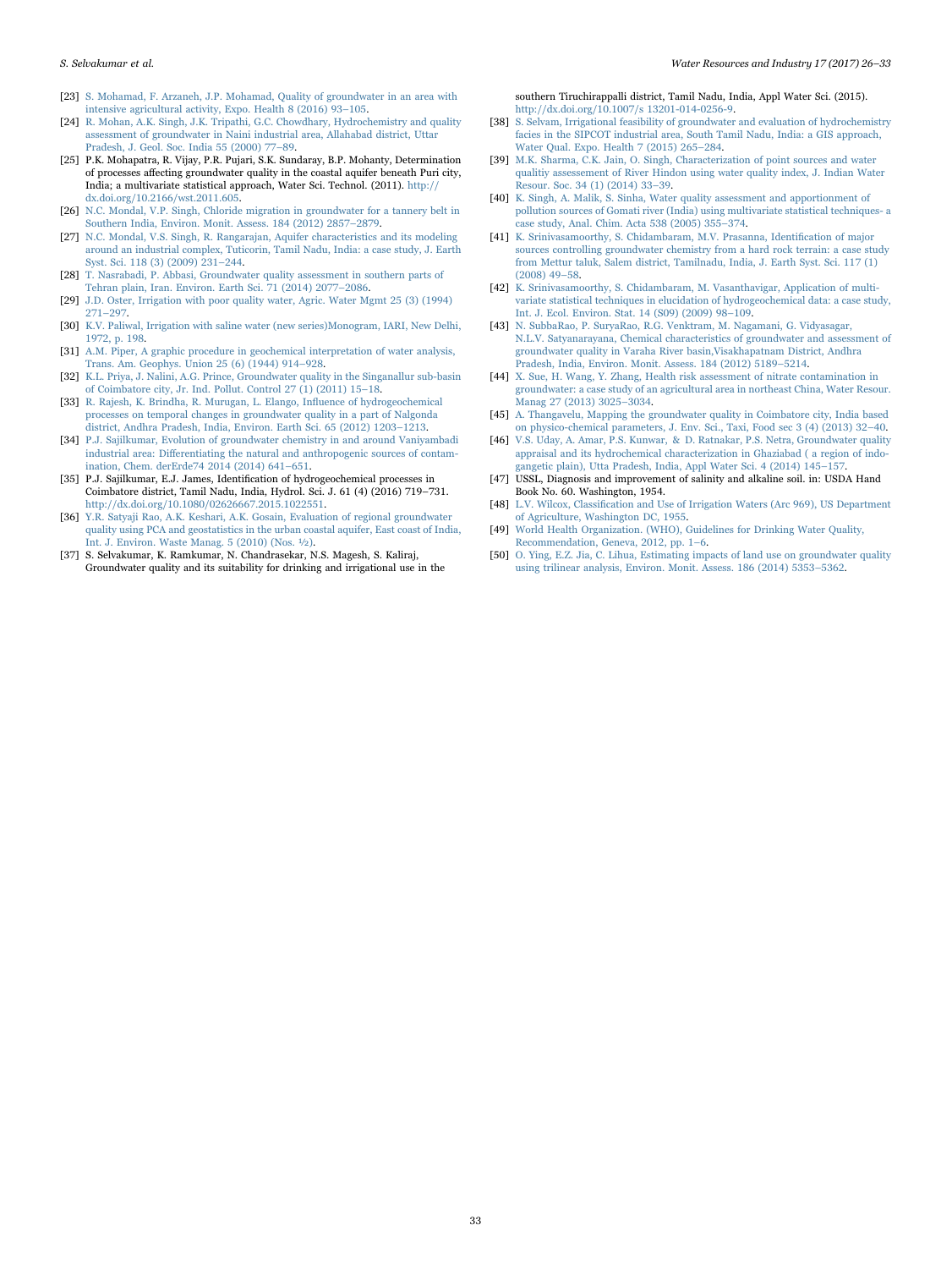[23] S. Mohamad, F. Arzaneh, J.P. Mohamad, Quality of groundwater in an area with intensive agricultural activity, Expo. Health 8 (2016) 93–105.

[24] R. Mohan, A.K. Singh, J.K. Tripathi, G.C. Chowdhary, Hydrochemistry and quality assessment of groundwater in Naini industrial area, Allahabad district, Uttar Pradesh, J. Geol. Soc. India 55 (2000) 77–89.

[25] P.K. Mohapatra, R. Vijay, P.R. Pujari, S.K. Sundaray, B.P. Mohanty, Determination of processes affecting groundwater quality in the coastal aquifer beneath Puri city, India; a multivariate statistical approach, Water Sci. Technol. (2011). http://dx.doi.org/10.2166/wst.2011.605.

[26] N.C. Mondal, V.P. Singh, Chloride migration in groundwater for a tannery belt in Southern India, Environ. Monit. Assess. 184 (2012) 2857–2879.

[27] N.C. Mondal, V.S. Singh, R. Rangarajan, Aquifer characteristics and its modeling around an industrial complex, Tuticorin, Tamil Nadu, India: a case study, J. Earth Syst. Sci. 118 (3) (2009) 231–244.

[28] T. Nasrabadi, P. Abbasi, Groundwater quality assessment in southern parts of Tehran plain, Iran. Environ. Earth Sci. 71 (2014) 2077–2086.

[29] J.D. Oster, Irrigation with poor quality water, Agric. Water Mgmt 25 (3) (1994) 271–297.

[30] K.V. Paliwal, Irrigation with saline water (new series)Monogram, IARI, New Delhi, 1972, p. 198.

[31] A.M. Piper, A graphic procedure in geochemical interpretation of water analysis, Trans. Am. Geophys. Union 25 (6) (1944) 914–928.

[32] K.L. Priya, J. Nalini, A.G. Prince, Groundwater quality in the Singanallur sub-basin of Coimbatore city, Jr. Ind. Pollut. Control 27 (1) (2011) 15–18.

[33] R. Rajesh, K. Brindha, R. Murugan, L. Elango, Influence of hydrogeochemical processes on temporal changes in groundwater quality in a part of Nalgonda district, Andhra Pradesh, India, Environ. Earth Sci. 65 (2012) 1203–1213.

[34] P.J. Sajilkumar, Evolution of groundwater chemistry in and around Vaniyambadi industrial area: Differentiating the natural and anthropogenic sources of contamination, Chem. derErde74 2014 (2014) 641–651.

[35] P.J. Sajilkumar, E.J. James, Identification of hydrogeochemical processes in Coimbatore district, Tamil Nadu, India, Hydrol. Sci. J. 61 (4) (2016) 719–731. http://dx.doi.org/10.1080/02626667.2015.1022551.

[36] Y.R. Satyaji Rao, A.K. Keshari, A.K. Gosain, Evaluation of regional groundwater quality using PCA and geostatistics in the urban coastal aquifer, East coast of India, Int. J. Environ. Waste Manag. 5 (2010) (Nos. ½).

[37] S. Selvakumar, K. Ramkumar, N. Chandrasekar, N.S. Magesh, S. Kaliraj, Groundwater quality and its suitability for drinking and irrigational use in the southern Tiruchirappalli district, Tamil Nadu, India, Appl Water Sci. (2015). http://dx.doi.org/10.1007/s 13201-014-0256-9.

[38] S. Selvam, Irrigational feasibility of groundwater and evaluation of hydrochemistry facies in the SIPCOT industrial area, South Tamil Nadu, India: a GIS approach, Water Qual. Expo. Health 7 (2015) 265–284.

[39] M.K. Sharma, C.K. Jain, O. Singh, Characterization of point sources and water qualitiy assessement of River Hindon using water quality index, J. Indian Water Resour. Soc. 34 (1) (2014) 33–39.

[40] K. Singh, A. Malik, S. Sinha, Water quality assessment and apportionment of pollution sources of Gomati river (India) using multivariate statistical techniques- a case study, Anal. Chim. Acta 538 (2005) 355–374.

[41] K. Srinivasamoorthy, S. Chidambaram, M.V. Prasanna, Identification of major sources controlling groundwater chemistry from a hard rock terrain: a case study from Mettur taluk, Salem district, Tamilnadu, India, J. Earth Syst. Sci. 117 (1) (2008) 49–58.

[42] K. Srinivasamoorthy, S. Chidambaram, M. Vasanthavigar, Application of multivariate statistical techniques in elucidation of hydrogeochemical data: a case study, Int. J. Ecol. Environ. Stat. 14 (S09) (2009) 98–109.

[43] N. SubbaRao, P. SuryaRao, R.G. Venktram, M. Nagamani, G. Vidyasagar, N.L.V. Satyanarayana, Chemical characteristics of groundwater and assessment of groundwater quality in Varaha River basin,Visakhapatnam District, Andhra Pradesh, India, Environ. Monit. Assess. 184 (2012) 5189–5214.

[44] X. Sue, H. Wang, Y. Zhang, Health risk assessment of nitrate contamination in groundwater: a case study of an agricultural area in northeast China, Water Resour. Manag 27 (2013) 3025–3034.

[45] A. Thangavelu, Mapping the groundwater quality in Coimbatore city, India based on physico-chemical parameters, J. Env. Sci., Taxi, Food sec 3 (4) (2013) 32–40.

[46] V.S. Uday, A. Amar, P.S. Kunwar, & D. Ratnakar, P.S. Netra, Groundwater quality appraisal and its hydrochemical characterization in Ghaziabad ( a region of indo-gangetic plain), Utta Pradesh, India, Appl Water Sci. 4 (2014) 145–157.

[47] USSL, Diagnosis and improvement of salinity and alkaline soil. in: USDA Hand Book No. 60. Washington, 1954.

[48] L.V. Wilcox, Classification and Use of Irrigation Waters (Arc 969), US Department of Agriculture, Washington DC, 1955.

[49] World Health Organization. (WHO), Guidelines for Drinking Water Quality, Recommendation, Geneva, 2012, pp. 1–6.

[50] O. Ying, E.Z. Jia, C. Lihua, Estimating impacts of land use on groundwater quality using trilinear analysis, Environ. Monit. Assess. 186 (2014) 5353–5362.